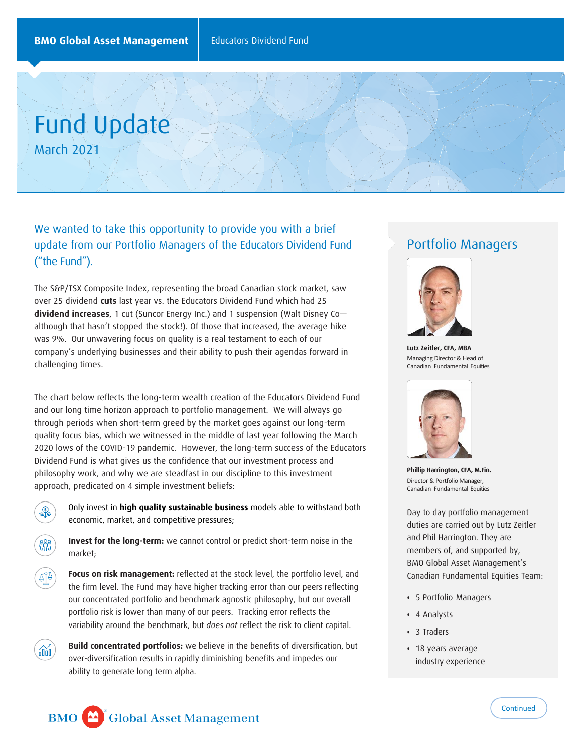# Fund Update

March 2021

We wanted to take this opportunity to provide you with a brief update from our Portfolio Managers of the Educators Dividend Fund ("the Fund").

The S&P/TSX Composite Index, representing the broad Canadian stock market, saw over 25 dividend **cuts** last year vs. the Educators Dividend Fund which had 25 **dividend increases**, 1 cut (Suncor Energy Inc.) and 1 suspension (Walt Disney Co—although that hasn't stopped the stock!). Of those that increased, the average hike was 9%. Our unwavering focus on quality is a real testament to each of our company's underlying businesses and their ability to push their agendas forward in challenging times.

The chart below reflects the long-term wealth creation of the Educators Dividend Fund and our long time horizon approach to portfolio management. We will always go through periods when short-term greed by the market goes against our long-term quality focus bias, which we witnessed in the middle of last year following the March 2020 lows of the COVID-19 pandemic. However, the long-term success of the Educators Dividend Fund is what gives us the confidence that our investment process and philosophy work, and why we are steadfast in our discipline to this investment approach, predicated on 4 simple investment beliefs:

- Only invest in **high quality sustainable business** models able to withstand both economic, market, and competitive pressures;
- **Invest for the long-term:** we cannot control or predict short-term noise in the market;
- **Focus on risk management:** reflected at the stock level, the portfolio level, and the firm level. The Fund may have higher tracking error than our peers reflecting our concentrated portfolio and benchmark agnostic philosophy, but our overall portfolio risk is lower than many of our peers. Tracking error reflects the variability around the benchmark, but *does not* reflect the risk to client capital.
- **Build concentrated portfolios:** we believe in the benefits of diversification, but over-diversification results in rapidly diminishing benefits and impedes our ability to generate long term alpha.

## Portfolio Managers

**Lutz Zeitler, CFA, MBA**
Managing Director & Head of Canadian Fundamental Equities

**Phillip Harrington, CFA, M.Fin.**
Director & Portfolio Manager, Canadian Fundamental Equities

Day to day portfolio management duties are carried out by Lutz Zeitler and Phil Harrington. They are members of, and supported by, BMO Global Asset Management's Canadian Fundamental Equities Team:

- 5 Portfolio Managers
- 4 Analysts
- 3 Traders
- 18 years average industry experience

Continued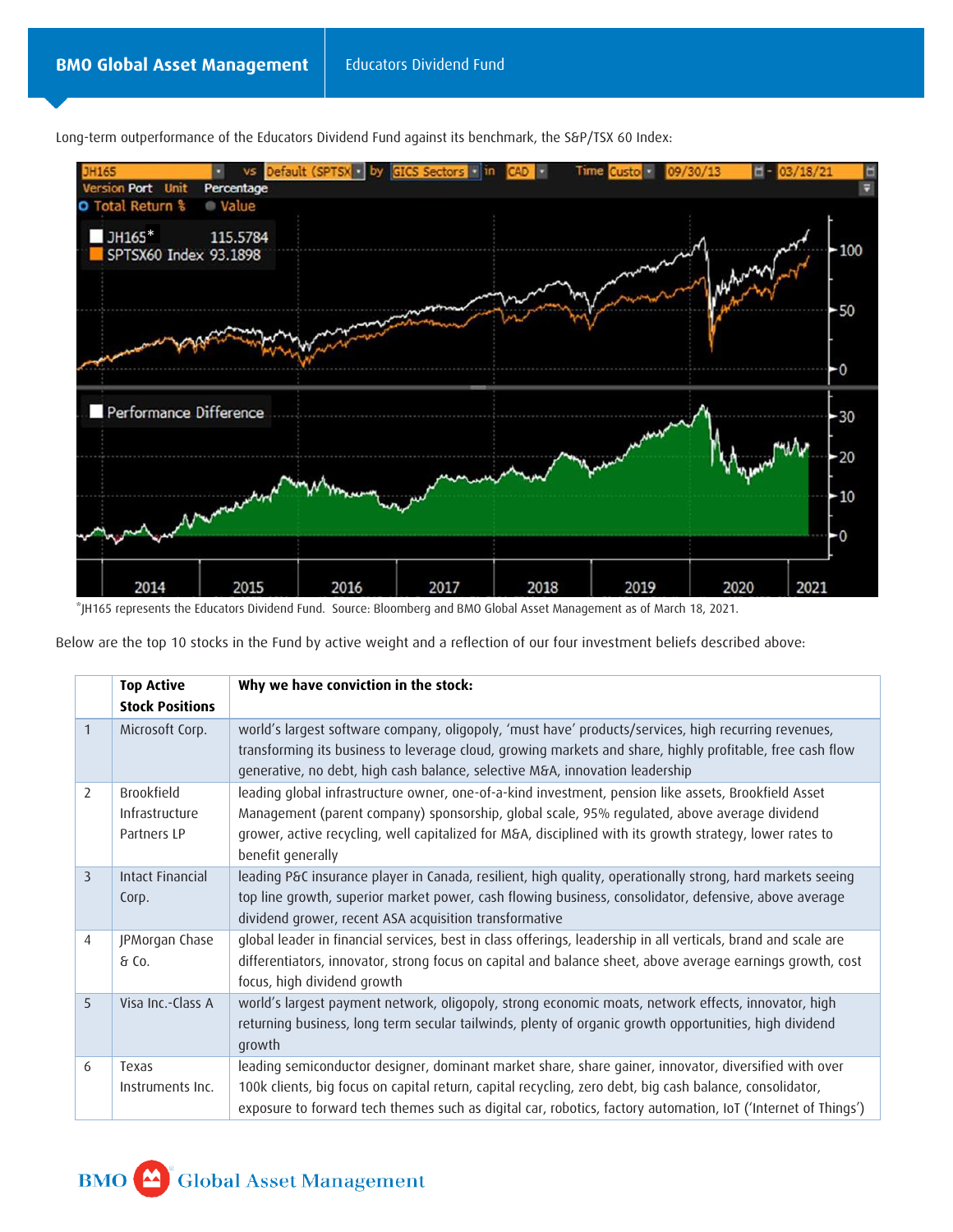Long-term outperformance of the Educators Dividend Fund against its benchmark, the S&P/TSX 60 Index:

*JH165 represents the Educators Dividend Fund. Source: Bloomberg and BMO Global Asset Management as of March 18, 2021.

Below are the top 10 stocks in the Fund by active weight and a reflection of our four investment beliefs described above:

| | Top Active Stock Positions | Why we have conviction in the stock: |
|---|---|---|
| 1 | Microsoft Corp. | world's largest software company, oligopoly, 'must have' products/services, high recurring revenues, transforming its business to leverage cloud, growing markets and share, highly profitable, free cash flow generative, no debt, high cash balance, selective M&A, innovation leadership |
| 2 | Brookfield Infrastructure Partners LP | leading global infrastructure owner, one-of-a-kind investment, pension like assets, Brookfield Asset Management (parent company) sponsorship, global scale, 95% regulated, above average dividend grower, active recycling, well capitalized for M&A, disciplined with its growth strategy, lower rates to benefit generally |
| 3 | Intact Financial Corp. | leading P&C insurance player in Canada, resilient, high quality, operationally strong, hard markets seeing top line growth, superior market power, cash flowing business, consolidator, defensive, above average dividend grower, recent ASA acquisition transformative |
| 4 | JPMorgan Chase & Co. | global leader in financial services, best in class offerings, leadership in all verticals, brand and scale are differentiators, innovator, strong focus on capital and balance sheet, above average earnings growth, cost focus, high dividend growth |
| 5 | Visa Inc.-Class A | world's largest payment network, oligopoly, strong economic moats, network effects, innovator, high returning business, long term secular tailwinds, plenty of organic growth opportunities, high dividend growth |
| 6 | Texas Instruments Inc. | leading semiconductor designer, dominant market share, share gainer, innovator, diversified with over 100k clients, big focus on capital return, capital recycling, zero debt, big cash balance, consolidator, exposure to forward tech themes such as digital car, robotics, factory automation, IoT ('Internet of Things') |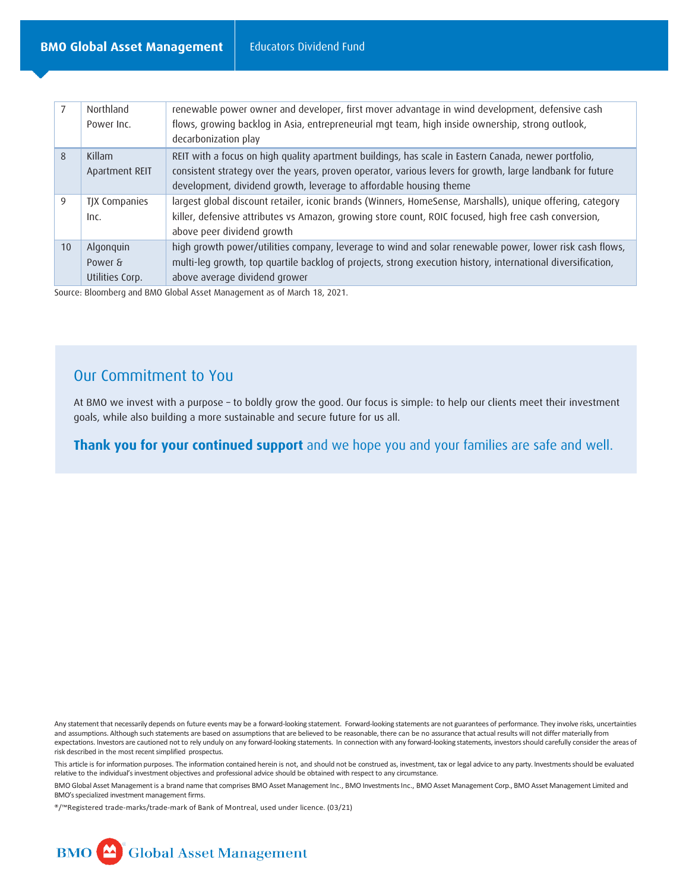| | | |
|---|---|---|
| 7 | Northland Power Inc. | renewable power owner and developer, first mover advantage in wind development, defensive cash flows, growing backlog in Asia, entrepreneurial mgt team, high inside ownership, strong outlook, decarbonization play |
| 8 | Killam Apartment REIT | REIT with a focus on high quality apartment buildings, has scale in Eastern Canada, newer portfolio, consistent strategy over the years, proven operator, various levers for growth, large landbank for future development, dividend growth, leverage to affordable housing theme |
| 9 | TJX Companies Inc. | largest global discount retailer, iconic brands (Winners, HomeSense, Marshalls), unique offering, category killer, defensive attributes vs Amazon, growing store count, ROIC focused, high free cash conversion, above peer dividend growth |
| 10 | Algonquin Power & Utilities Corp. | high growth power/utilities company, leverage to wind and solar renewable power, lower risk cash flows, multi-leg growth, top quartile backlog of projects, strong execution history, international diversification, above average dividend grower |

Source: Bloomberg and BMO Global Asset Management as of March 18, 2021.

## Our Commitment to You

At BMO we invest with a purpose – to boldly grow the good. Our focus is simple: to help our clients meet their investment goals, while also building a more sustainable and secure future for us all.

**Thank you for your continued support** and we hope you and your families are safe and well.

Any statement that necessarily depends on future events may be a forward-looking statement. Forward-looking statements are not guarantees of performance. They involve risks, uncertainties and assumptions. Although such statements are based on assumptions that are believed to be reasonable, there can be no assurance that actual results will not differ materially from expectations. Investors are cautioned not to rely unduly on any forward-looking statements. In connection with any forward-looking statements, investors should carefully consider the areas of risk described in the most recent simplified prospectus.

This article is for information purposes. The information contained herein is not, and should not be construed as, investment, tax or legal advice to any party. Investments should be evaluated relative to the individual's investment objectives and professional advice should be obtained with respect to any circumstance.

BMO Global Asset Management is a brand name that comprises BMO Asset Management Inc., BMO Investments Inc., BMO Asset Management Corp., BMO Asset Management Limited and BMO's specialized investment management firms.

®/™Registered trade-marks/trade-mark of Bank of Montreal, used under licence. (03/21)

BMO Global Asset Management